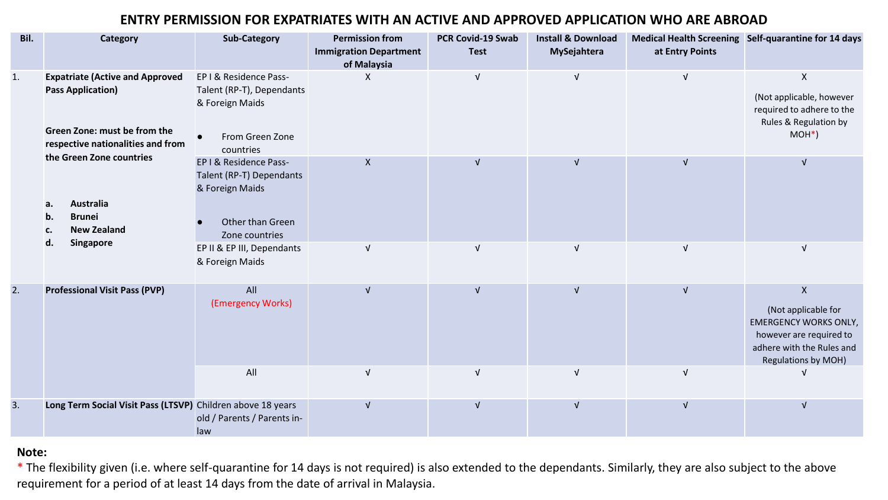# ENTRY PERMISSION FOR EXPATRIATES WITH AN ACTIVE AND APPROVED APPLICATION WHO ARE ABROAD

| Bil. | Category | Sub-Category | Permission from Immigration Department of Malaysia | PCR Covid-19 Swab Test | Install & Download MySejahtera | Medical Health Screening at Entry Points | Self-quarantine for 14 days |
|---|---|---|---|---|---|---|---|
| 1. | **Expatriate (Active and Approved Pass Application)**<br><br>**Green Zone: must be from the respective nationalities and from the Green Zone countries**<br><br>**a. Australia**<br>**b. Brunei**<br>**c. New Zealand**<br>**d. Singapore** | EP I & Residence Pass-Talent (RP-T), Dependants & Foreign Maids<br>• From Green Zone countries | X | √ | √ | √ | X<br>(Not applicable, however required to adhere to the Rules & Regulation by MOH*) |
| | | EP I & Residence Pass-Talent (RP-T) Dependants & Foreign Maids<br>• Other than Green Zone countries | X | √ | √ | √ | √ |
| | | EP II & EP III, Dependants & Foreign Maids | √ | √ | √ | √ | √ |
| 2. | **Professional Visit Pass (PVP)** | All<br>(Emergency Works) | √ | √ | √ | √ | X<br>(Not applicable for EMERGENCY WORKS ONLY, however are required to adhere with the Rules and Regulations by MOH) |
| | | All | √ | √ | √ | √ | √ |
| 3. | **Long Term Social Visit Pass (LTSVP)** | Children above 18 years old / Parents / Parents in-law | √ | √ | √ | √ | √ |

**Note:**

* The flexibility given (i.e. where self-quarantine for 14 days is not required) is also extended to the dependants. Similarly, they are also subject to the above requirement for a period of at least 14 days from the date of arrival in Malaysia.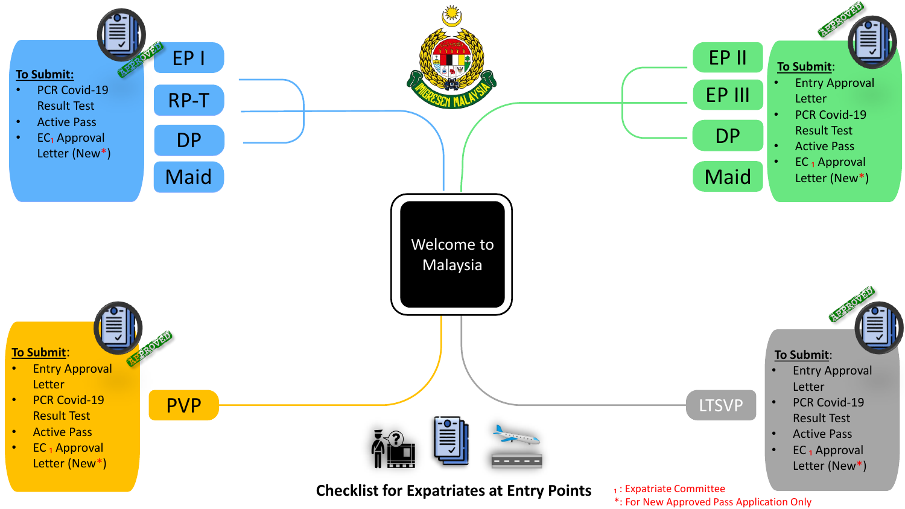# Checklist for Expatriates at Entry Points

**Welcome to Malaysia**

## EP I / RP-T / DP / Maid

**To Submit:**

- PCR Covid-19 Result Test
- Active Pass
- EC[1] Approval Letter (New*)

## EP II / EP III / DP / Maid

**To Submit:**

- Entry Approval Letter
- PCR Covid-19 Result Test
- Active Pass
- EC[1] Approval Letter (New*)

## PVP

**To Submit:**

- Entry Approval Letter
- PCR Covid-19 Result Test
- Active Pass
- EC[1] Approval Letter (New*)

## LTSVP

**To Submit:**

- Entry Approval Letter
- PCR Covid-19 Result Test
- Active Pass
- EC[1] Approval Letter (New*)

[1] : Expatriate Committee

*: For New Approved Pass Application Only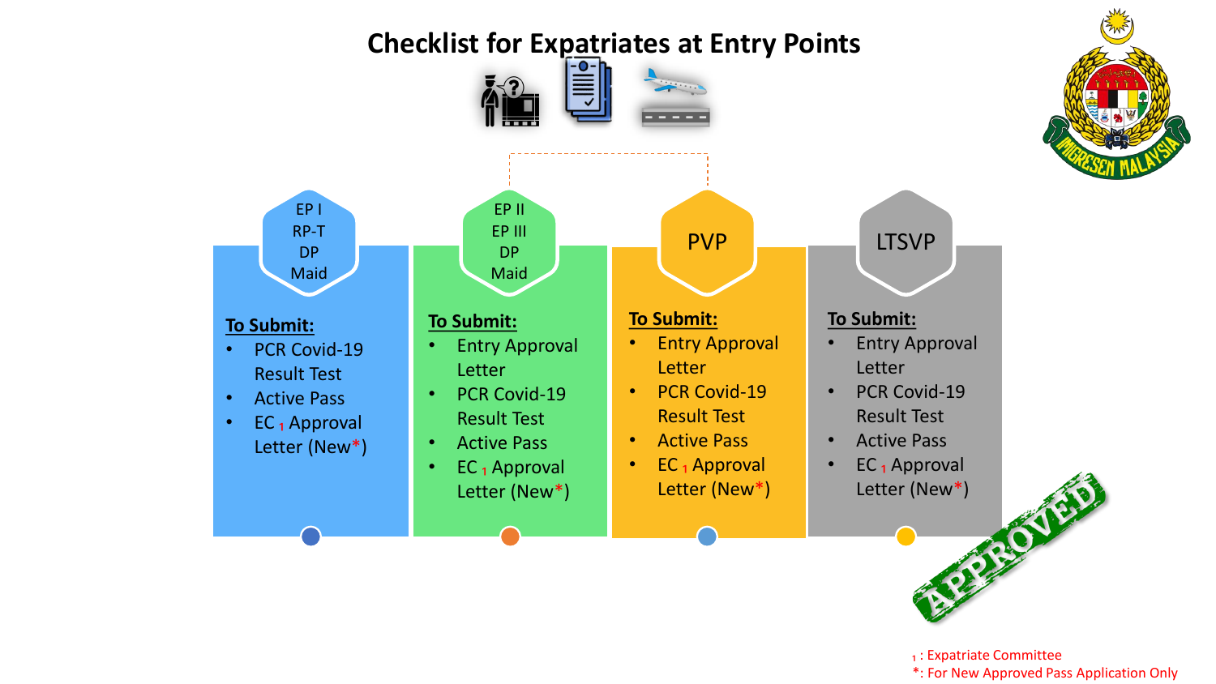# Checklist for Expatriates at Entry Points

### EP I, RP-T, DP, Maid

**To Submit:**

- PCR Covid-19 Result Test
- Active Pass
- EC [1] Approval Letter (New*)

### EP II, EP III, DP, Maid

**To Submit:**

- Entry Approval Letter
- PCR Covid-19 Result Test
- Active Pass
- EC [1] Approval Letter (New*)

### PVP

**To Submit:**

- Entry Approval Letter
- PCR Covid-19 Result Test
- Active Pass
- EC [1] Approval Letter (New*)

### LTSVP

**To Submit:**

- Entry Approval Letter
- PCR Covid-19 Result Test
- Active Pass
- EC [1] Approval Letter (New*)

APPROVED

[1] : Expatriate Committee
*: For New Approved Pass Application Only